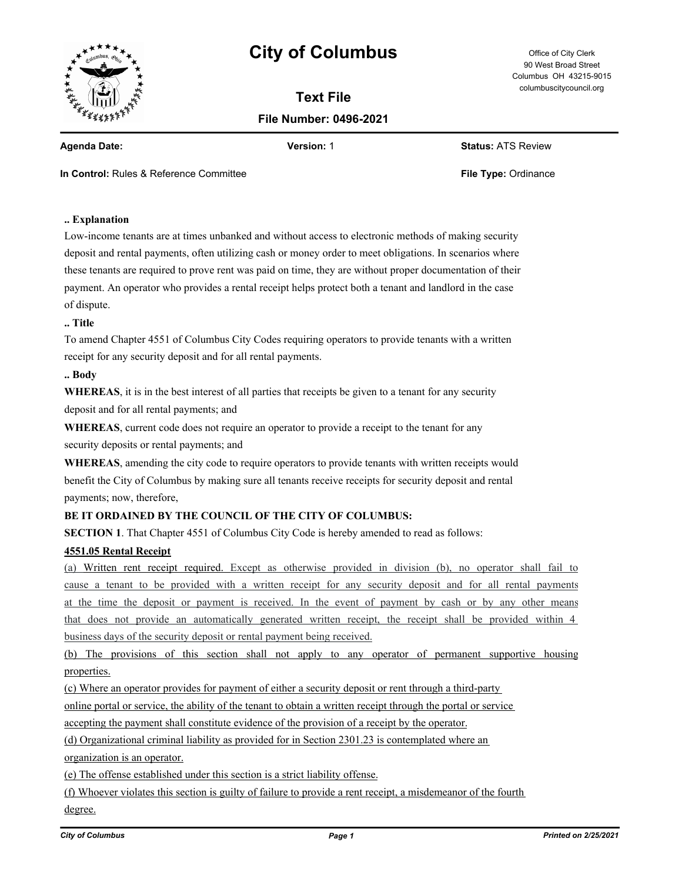# City of Columbus

Office of City Clerk
90 West Broad Street
Columbus OH 43215-9015
columbuscitycouncil.org

## Text File

### File Number: 0496-2021

**Agenda Date:** **Version:** 1 **Status:** ATS Review

**In Control:** Rules & Reference Committee **File Type:** Ordinance

**.. Explanation**

Low-income tenants are at times unbanked and without access to electronic methods of making security deposit and rental payments, often utilizing cash or money order to meet obligations. In scenarios where these tenants are required to prove rent was paid on time, they are without proper documentation of their payment. An operator who provides a rental receipt helps protect both a tenant and landlord in the case of dispute.

**.. Title**

To amend Chapter 4551 of Columbus City Codes requiring operators to provide tenants with a written receipt for any security deposit and for all rental payments.

**.. Body**

**WHEREAS**, it is in the best interest of all parties that receipts be given to a tenant for any security deposit and for all rental payments; and

**WHEREAS**, current code does not require an operator to provide a receipt to the tenant for any security deposits or rental payments; and

**WHEREAS**, amending the city code to require operators to provide tenants with written receipts would benefit the City of Columbus by making sure all tenants receive receipts for security deposit and rental payments; now, therefore,

**BE IT ORDAINED BY THE COUNCIL OF THE CITY OF COLUMBUS:**

**SECTION 1**. That Chapter 4551 of Columbus City Code is hereby amended to read as follows:

**4551.05 Rental Receipt**

(a) Written rent receipt required. Except as otherwise provided in division (b), no operator shall fail to cause a tenant to be provided with a written receipt for any security deposit and for all rental payments at the time the deposit or payment is received. In the event of payment by cash or by any other means that does not provide an automatically generated written receipt, the receipt shall be provided within 4 business days of the security deposit or rental payment being received.

(b) The provisions of this section shall not apply to any operator of permanent supportive housing properties.

(c) Where an operator provides for payment of either a security deposit or rent through a third-party online portal or service, the ability of the tenant to obtain a written receipt through the portal or service accepting the payment shall constitute evidence of the provision of a receipt by the operator.

(d) Organizational criminal liability as provided for in Section 2301.23 is contemplated where an organization is an operator.

(e) The offense established under this section is a strict liability offense.

(f) Whoever violates this section is guilty of failure to provide a rent receipt, a misdemeanor of the fourth degree.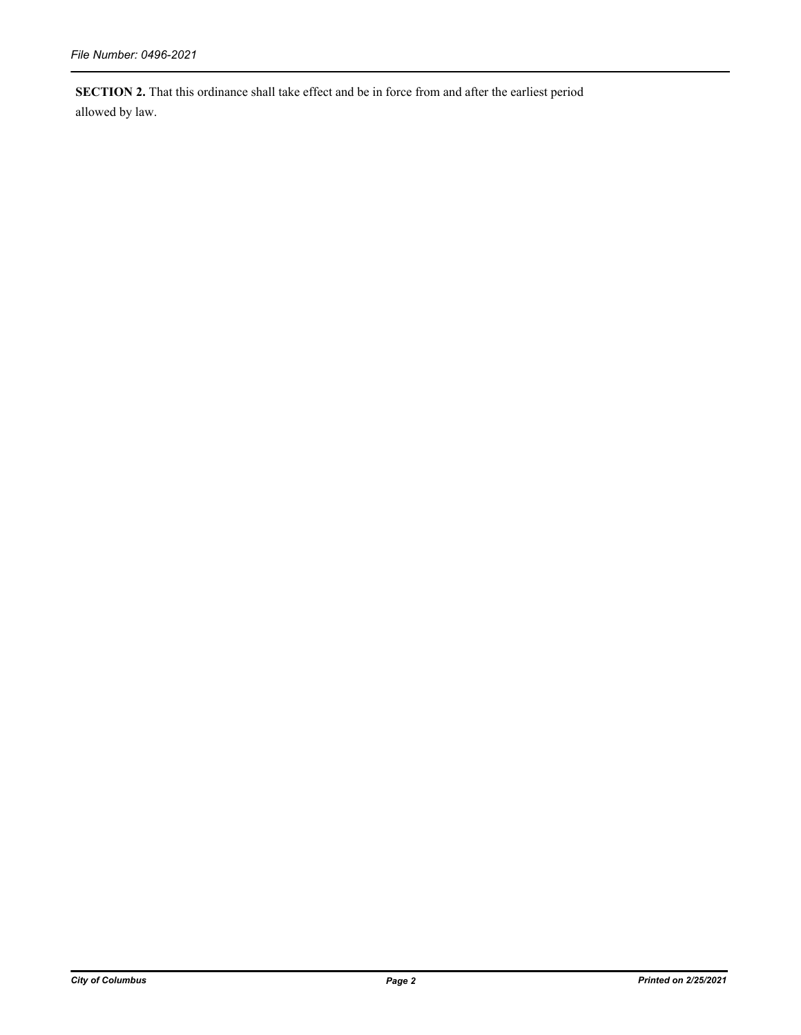**SECTION 2.** That this ordinance shall take effect and be in force from and after the earliest period allowed by law.